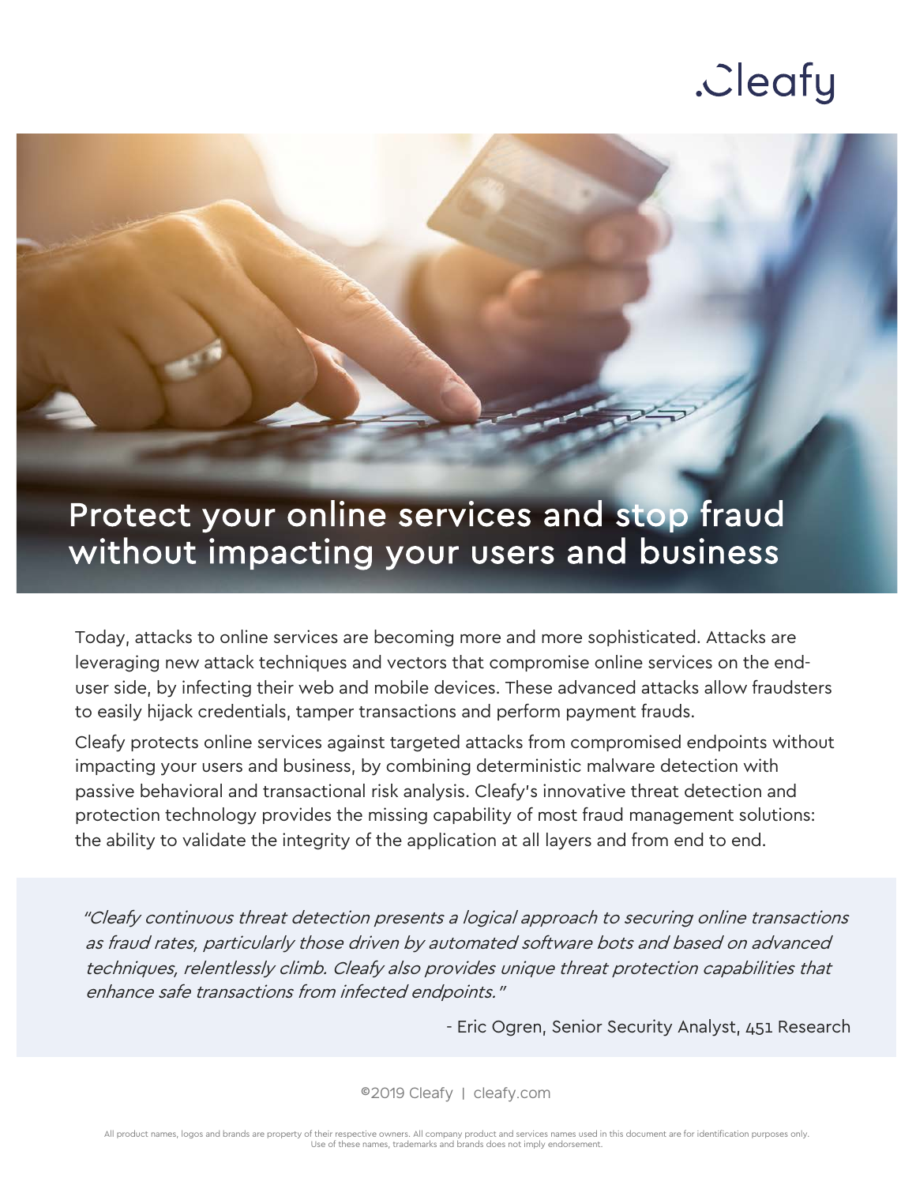.Cleafy

# Protect your online services and stop fraud without impacting your users and business

Today, attacks to online services are becoming more and more sophisticated. Attacks are leveraging new attack techniques and vectors that compromise online services on the end-user side, by infecting their web and mobile devices. These advanced attacks allow fraudsters to easily hijack credentials, tamper transactions and perform payment frauds.

Cleafy protects online services against targeted attacks from compromised endpoints without impacting your users and business, by combining deterministic malware detection with passive behavioral and transactional risk analysis. Cleafy's innovative threat detection and protection technology provides the missing capability of most fraud management solutions: the ability to validate the integrity of the application at all layers and from end to end.

> *"Cleafy continuous threat detection presents a logical approach to securing online transactions as fraud rates, particularly those driven by automated software bots and based on advanced techniques, relentlessly climb. Cleafy also provides unique threat protection capabilities that enhance safe transactions from infected endpoints."*
>
> \- Eric Ogren, Senior Security Analyst, 451 Research

©2019 Cleafy | cleafy.com

All product names, logos and brands are property of their respective owners. All company product and services names used in this document are for identification purposes only. Use of these names, trademarks and brands does not imply endorsement.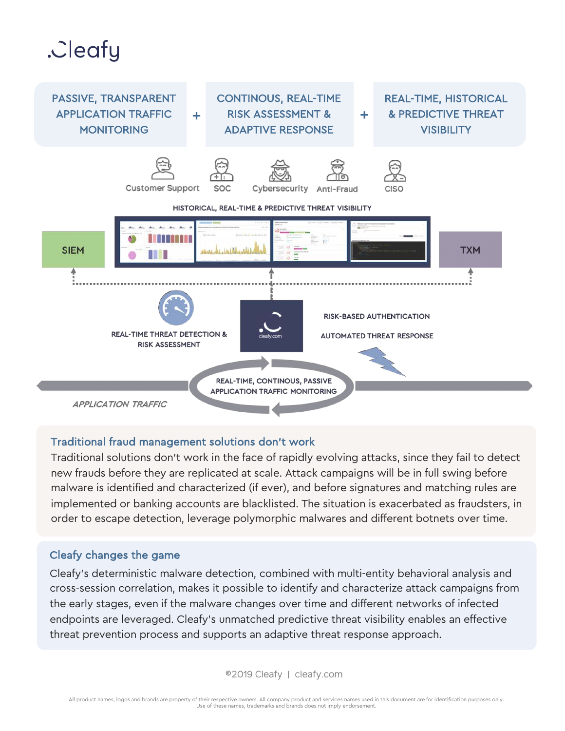.Cleafy

PASSIVE, TRANSPARENT APPLICATION TRAFFIC MONITORING + CONTINOUS, REAL-TIME RISK ASSESSMENT & ADAPTIVE RESPONSE + REAL-TIME, HISTORICAL & PREDICTIVE THREAT VISIBILITY

Customer Support | SOC | Cybersecurity | Anti-Fraud | CISO

HISTORICAL, REAL-TIME & PREDICTIVE THREAT VISIBILITY

SIEM | TXM

REAL-TIME THREAT DETECTION & RISK ASSESSMENT

cleafy.com

RISK-BASED AUTHENTICATION

AUTOMATED THREAT RESPONSE

REAL-TIME, CONTINOUS, PASSIVE APPLICATION TRAFFIC MONITORING

*APPLICATION TRAFFIC*

## Traditional fraud management solutions don't work

Traditional solutions don't work in the face of rapidly evolving attacks, since they fail to detect new frauds before they are replicated at scale. Attack campaigns will be in full swing before malware is identified and characterized (if ever), and before signatures and matching rules are implemented or banking accounts are blacklisted. The situation is exacerbated as fraudsters, in order to escape detection, leverage polymorphic malwares and different botnets over time.

## Cleafy changes the game

Cleafy's deterministic malware detection, combined with multi-entity behavioral analysis and cross-session correlation, makes it possible to identify and characterize attack campaigns from the early stages, even if the malware changes over time and different networks of infected endpoints are leveraged. Cleafy's unmatched predictive threat visibility enables an effective threat prevention process and supports an adaptive threat response approach.

©2019 Cleafy | cleafy.com

All product names, logos and brands are property of their respective owners. All company product and services names used in this document are for identification purposes only. Use of these names, trademarks and brands does not imply endorsement.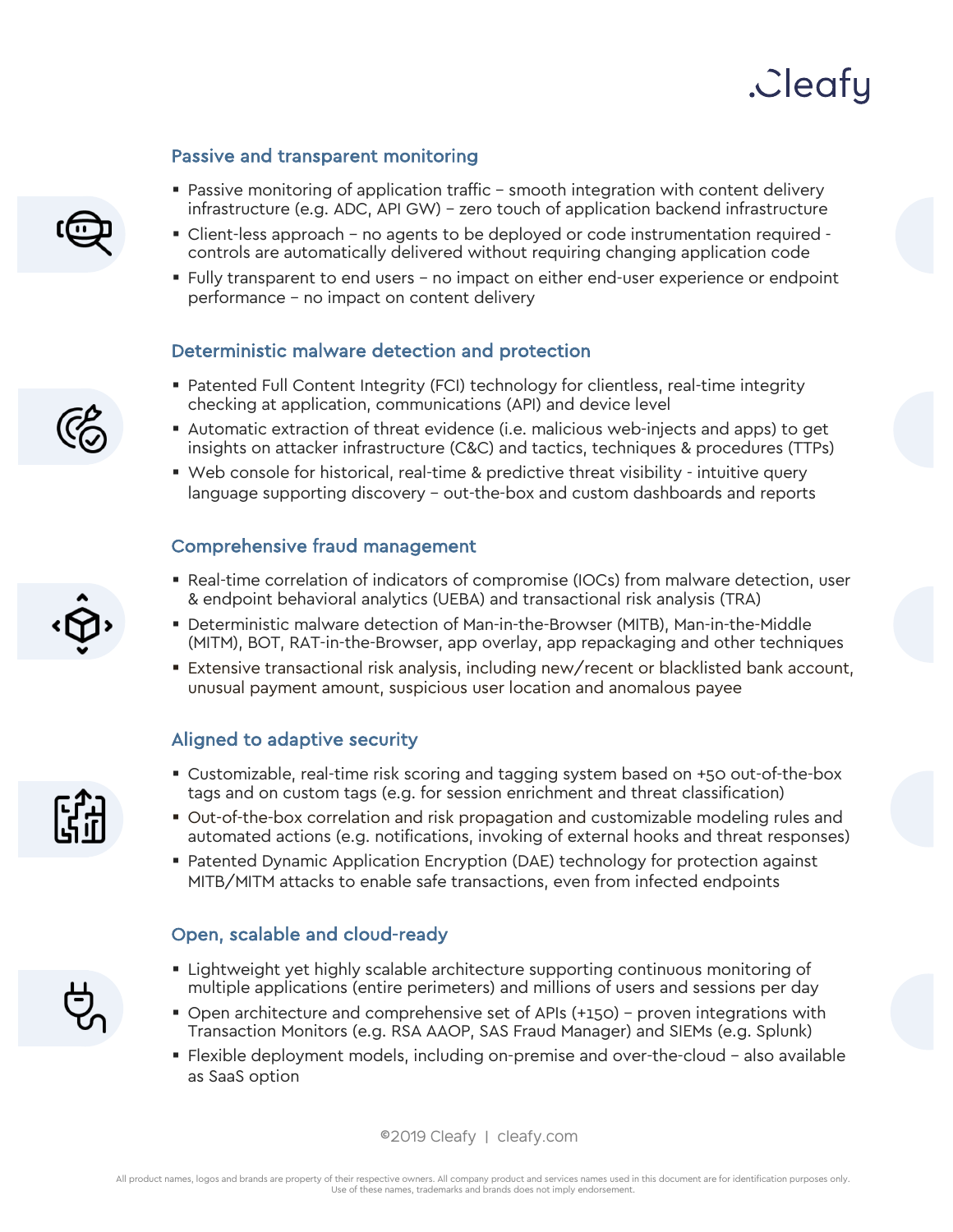## Passive and transparent monitoring

- Passive monitoring of application traffic – smooth integration with content delivery infrastructure (e.g. ADC, API GW) – zero touch of application backend infrastructure
- Client-less approach – no agents to be deployed or code instrumentation required - controls are automatically delivered without requiring changing application code
- Fully transparent to end users – no impact on either end-user experience or endpoint performance – no impact on content delivery

## Deterministic malware detection and protection

- Patented Full Content Integrity (FCI) technology for clientless, real-time integrity checking at application, communications (API) and device level
- Automatic extraction of threat evidence (i.e. malicious web-injects and apps) to get insights on attacker infrastructure (C&C) and tactics, techniques & procedures (TTPs)
- Web console for historical, real-time & predictive threat visibility - intuitive query language supporting discovery – out-the-box and custom dashboards and reports

## Comprehensive fraud management

- Real-time correlation of indicators of compromise (IOCs) from malware detection, user & endpoint behavioral analytics (UEBA) and transactional risk analysis (TRA)
- Deterministic malware detection of Man-in-the-Browser (MITB), Man-in-the-Middle (MITM), BOT, RAT-in-the-Browser, app overlay, app repackaging and other techniques
- Extensive transactional risk analysis, including new/recent or blacklisted bank account, unusual payment amount, suspicious user location and anomalous payee

## Aligned to adaptive security

- Customizable, real-time risk scoring and tagging system based on +50 out-of-the-box tags and on custom tags (e.g. for session enrichment and threat classification)
- Out-of-the-box correlation and risk propagation and customizable modeling rules and automated actions (e.g. notifications, invoking of external hooks and threat responses)
- Patented Dynamic Application Encryption (DAE) technology for protection against MITB/MITM attacks to enable safe transactions, even from infected endpoints

## Open, scalable and cloud-ready

- Lightweight yet highly scalable architecture supporting continuous monitoring of multiple applications (entire perimeters) and millions of users and sessions per day
- Open architecture and comprehensive set of APIs (+150) – proven integrations with Transaction Monitors (e.g. RSA AAOP, SAS Fraud Manager) and SIEMs (e.g. Splunk)
- Flexible deployment models, including on-premise and over-the-cloud – also available as SaaS option

©2019 Cleafy | cleafy.com

All product names, logos and brands are property of their respective owners. All company product and services names used in this document are for identification purposes only. Use of these names, trademarks and brands does not imply endorsement.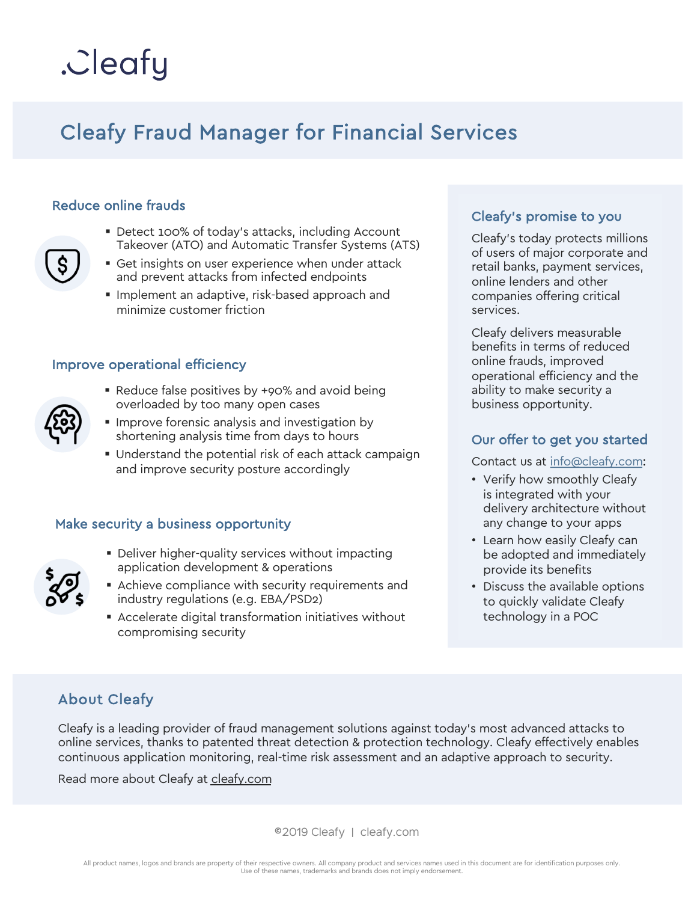# Cleafy

## Cleafy Fraud Manager for Financial Services

### Reduce online frauds

- Detect 100% of today's attacks, including Account Takeover (ATO) and Automatic Transfer Systems (ATS)
- Get insights on user experience when under attack and prevent attacks from infected endpoints
- Implement an adaptive, risk-based approach and minimize customer friction

### Improve operational efficiency

- Reduce false positives by +90% and avoid being overloaded by too many open cases
- Improve forensic analysis and investigation by shortening analysis time from days to hours
- Understand the potential risk of each attack campaign and improve security posture accordingly

### Make security a business opportunity

- Deliver higher-quality services without impacting application development & operations
- Achieve compliance with security requirements and industry regulations (e.g. EBA/PSD2)
- Accelerate digital transformation initiatives without compromising security

### Cleafy's promise to you

Cleafy's today protects millions of users of major corporate and retail banks, payment services, online lenders and other companies offering critical services.

Cleafy delivers measurable benefits in terms of reduced online frauds, improved operational efficiency and the ability to make security a business opportunity.

### Our offer to get you started

Contact us at info@cleafy.com:

- Verify how smoothly Cleafy is integrated with your delivery architecture without any change to your apps
- Learn how easily Cleafy can be adopted and immediately provide its benefits
- Discuss the available options to quickly validate Cleafy technology in a POC

### About Cleafy

Cleafy is a leading provider of fraud management solutions against today's most advanced attacks to online services, thanks to patented threat detection & protection technology. Cleafy effectively enables continuous application monitoring, real-time risk assessment and an adaptive approach to security.

Read more about Cleafy at cleafy.com

©2019 Cleafy | cleafy.com

All product names, logos and brands are property of their respective owners. All company product and services names used in this document are for identification purposes only. Use of these names, trademarks and brands does not imply endorsement.